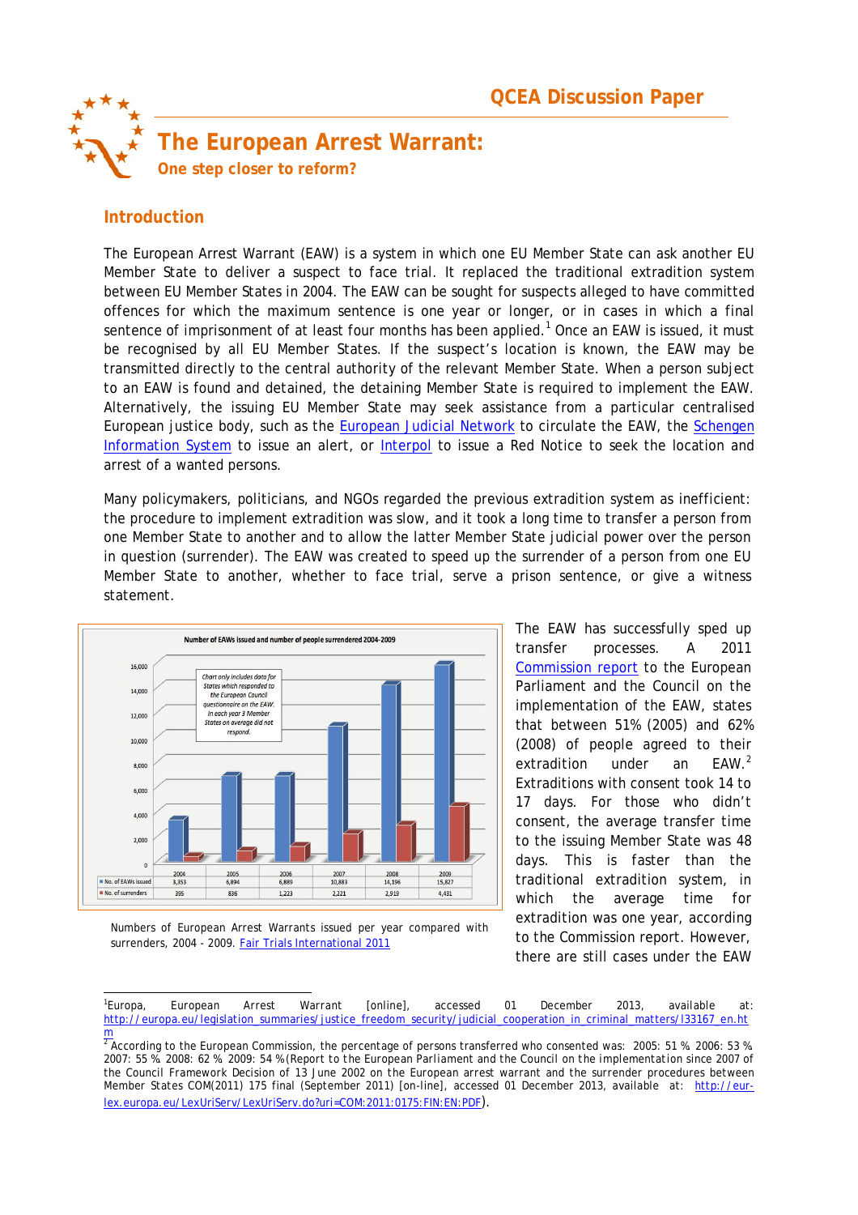QCEA Discussion Paper

# The European Arrest Warrant:

## One step closer to reform?

## Introduction

The European Arrest Warrant (EAW) is a system in which one EU Member State can ask another EU Member State to deliver a suspect to face trial. It replaced the traditional extradition system between EU Member States in 2004. The EAW can be sought for suspects alleged to have committed offences for which the maximum sentence is one year or longer, or in cases in which a final sentence of imprisonment of at least four months has been applied.[1] Once an EAW is issued, it must be recognised by all EU Member States. If the suspect's location is known, the EAW may be transmitted directly to the central authority of the relevant Member State. When a person subject to an EAW is found and detained, the detaining Member State is required to implement the EAW. Alternatively, the issuing EU Member State may seek assistance from a particular centralised European justice body, such as the European Judicial Network to circulate the EAW, the Schengen Information System to issue an alert, or Interpol to issue a Red Notice to seek the location and arrest of a wanted persons.

Many policymakers, politicians, and NGOs regarded the previous extradition system as inefficient: the procedure to implement extradition was slow, and it took a long time to transfer a person from one Member State to another and to allow the latter Member State judicial power over the person in question (surrender). The EAW was created to speed up the surrender of a person from one EU Member State to another, whether to face trial, serve a prison sentence, or give a witness statement.

**Number of EAWs issued and number of people surrendered 2004-2009**

*Chart only includes data for States which responded to the European Council questionnaire on the EAW. In each year 3 Member States on average did not respond.*

| | 2004 | 2005 | 2006 | 2007 | 2008 | 2009 |
|---|---|---|---|---|---|---|
| No. of EAWs issued | 3,353 | 6,894 | 6,889 | 10,883 | 14,196 | 15,827 |
| No. of surrenders | 395 | 836 | 1,223 | 2,221 | 2,919 | 4,431 |

Numbers of European Arrest Warrants issued per year compared with surrenders, 2004 - 2009. Fair Trials International 2011

The EAW has successfully sped up transfer processes. A 2011 Commission report to the European Parliament and the Council on the implementation of the EAW, states that between 51% (2005) and 62% (2008) of people agreed to their extradition under an EAW.[2] Extraditions with consent took 14 to 17 days. For those who didn't consent, the average transfer time to the issuing Member State was 48 days. This is faster than the traditional extradition system, in which the average time for extradition was one year, according to the Commission report. However, there are still cases under the EAW

---

[1] Europa, European Arrest Warrant [online], accessed 01 December 2013, available at: http://europa.eu/legislation_summaries/justice_freedom_security/judicial_cooperation_in_criminal_matters/l33167_en.htm

[2] According to the European Commission, the percentage of persons transferred who consented was: 2005: 51 %. 2006: 53 %. 2007: 55 %. 2008: 62 %. 2009: 54 %(Report to the European Parliament and the Council on the implementation since 2007 of the Council Framework Decision of 13 June 2002 on the European arrest warrant and the surrender procedures between Member States COM(2011) 175 final (September 2011) [on-line], accessed 01 December 2013, available at: http://eur-lex.europa.eu/LexUriServ/LexUriServ.do?uri=COM:2011:0175:FIN:EN:PDF).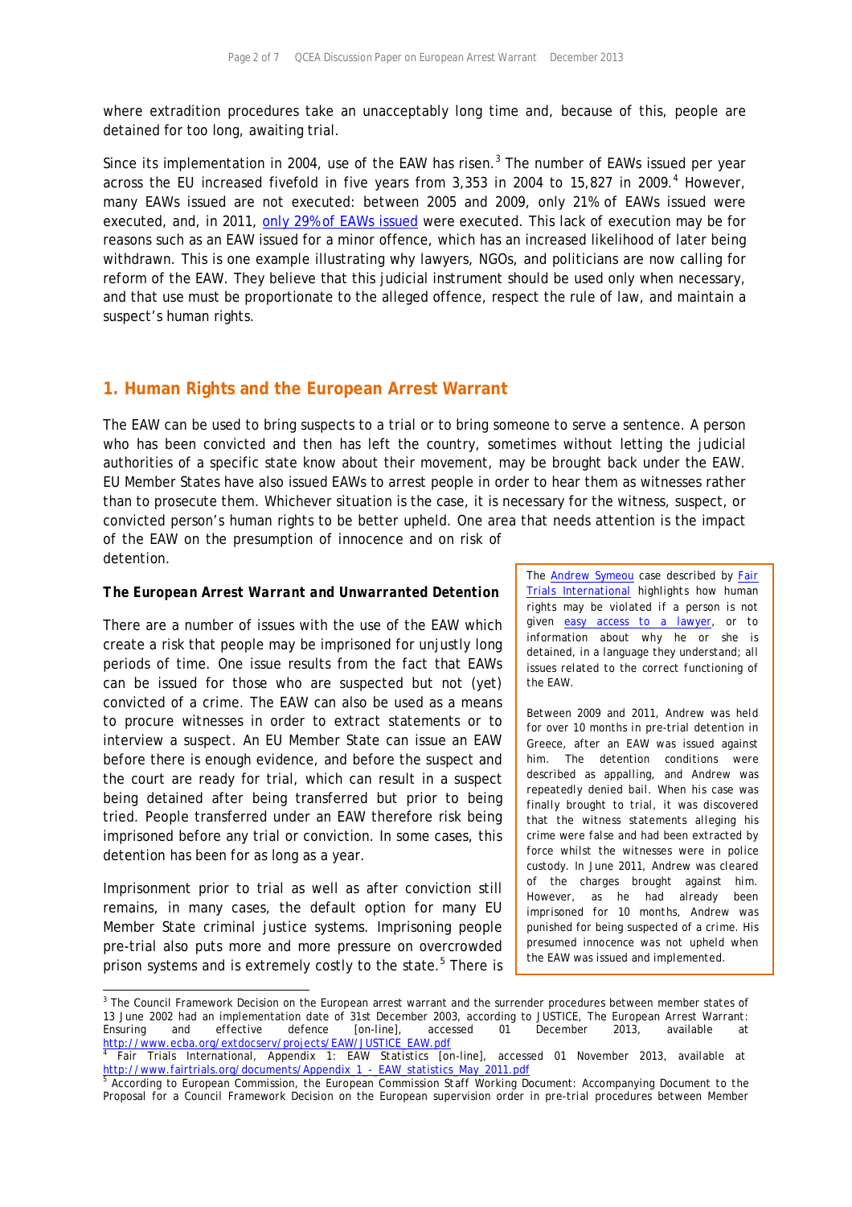where extradition procedures take an unacceptably long time and, because of this, people are detained for too long, awaiting trial.

Since its implementation in 2004, use of the EAW has risen.[3] The number of EAWs issued per year across the EU increased fivefold in five years from 3,353 in 2004 to 15,827 in 2009.[4] However, many EAWs issued are not executed: between 2005 and 2009, only 21% of EAWs issued were executed, and, in 2011, only 29% of EAWs issued were executed. This lack of execution may be for reasons such as an EAW issued for a minor offence, which has an increased likelihood of later being withdrawn. This is one example illustrating why lawyers, NGOs, and politicians are now calling for reform of the EAW. They believe that this judicial instrument should be used only when necessary, and that use must be proportionate to the alleged offence, respect the rule of law, and maintain a suspect's human rights.

## 1. Human Rights and the European Arrest Warrant

The EAW can be used to bring suspects to a trial or to bring someone to serve a sentence. A person who has been convicted and then has left the country, sometimes without letting the judicial authorities of a specific state know about their movement, may be brought back under the EAW. EU Member States have also issued EAWs to arrest people in order to hear them as witnesses rather than to prosecute them. Whichever situation is the case, it is necessary for the witness, suspect, or convicted person's human rights to be better upheld. One area that needs attention is the impact of the EAW on the presumption of innocence and on risk of detention.

### *The European Arrest Warrant and Unwarranted Detention*

There are a number of issues with the use of the EAW which create a risk that people may be imprisoned for unjustly long periods of time. One issue results from the fact that EAWs can be issued for those who are suspected but not (yet) convicted of a crime. The EAW can also be used as a means to procure witnesses in order to extract statements or to interview a suspect. An EU Member State can issue an EAW before there is enough evidence, and before the suspect and the court are ready for trial, which can result in a suspect being detained after being transferred but prior to being tried. People transferred under an EAW therefore risk being imprisoned before any trial or conviction. In some cases, this detention has been for as long as a year.

Imprisonment prior to trial as well as after conviction still remains, in many cases, the default option for many EU Member State criminal justice systems. Imprisoning people pre-trial also puts more and more pressure on overcrowded prison systems and is extremely costly to the state.[5] There is

> The Andrew Symeou case described by Fair Trials International highlights how human rights may be violated if a person is not given easy access to a lawyer, or to information about why he or she is detained, in a language they understand; all issues related to the correct functioning of the EAW.
>
> Between 2009 and 2011, Andrew was held for over 10 months in pre-trial detention in Greece, after an EAW was issued against him. The detention conditions were described as appalling, and Andrew was repeatedly denied bail. When his case was finally brought to trial, it was discovered that the witness statements alleging his crime were false and had been extracted by force whilst the witnesses were in police custody. In June 2011, Andrew was cleared of the charges brought against him. However, as he had already been imprisoned for 10 months, Andrew was punished for being suspected of a crime. His presumed innocence was not upheld when the EAW was issued and implemented.

---

[3] The Council Framework Decision on the European arrest warrant and the surrender procedures between member states of 13 June 2002 had an implementation date of 31st December 2003, according to JUSTICE, The European Arrest Warrant: Ensuring and effective defence [on-line], accessed 01 December 2013, available at http://www.ecba.org/extdocserv/projects/EAW/JUSTICE_EAW.pdf

[4] Fair Trials International, Appendix 1: EAW Statistics [on-line], accessed 01 November 2013, available at http://www.fairtrials.org/documents/Appendix_1_-_EAW_statistics_May_2011.pdf

[5] According to European Commission, the European Commission Staff Working Document: Accompanying Document to the Proposal for a Council Framework Decision on the European supervision order in pre-trial procedures between Member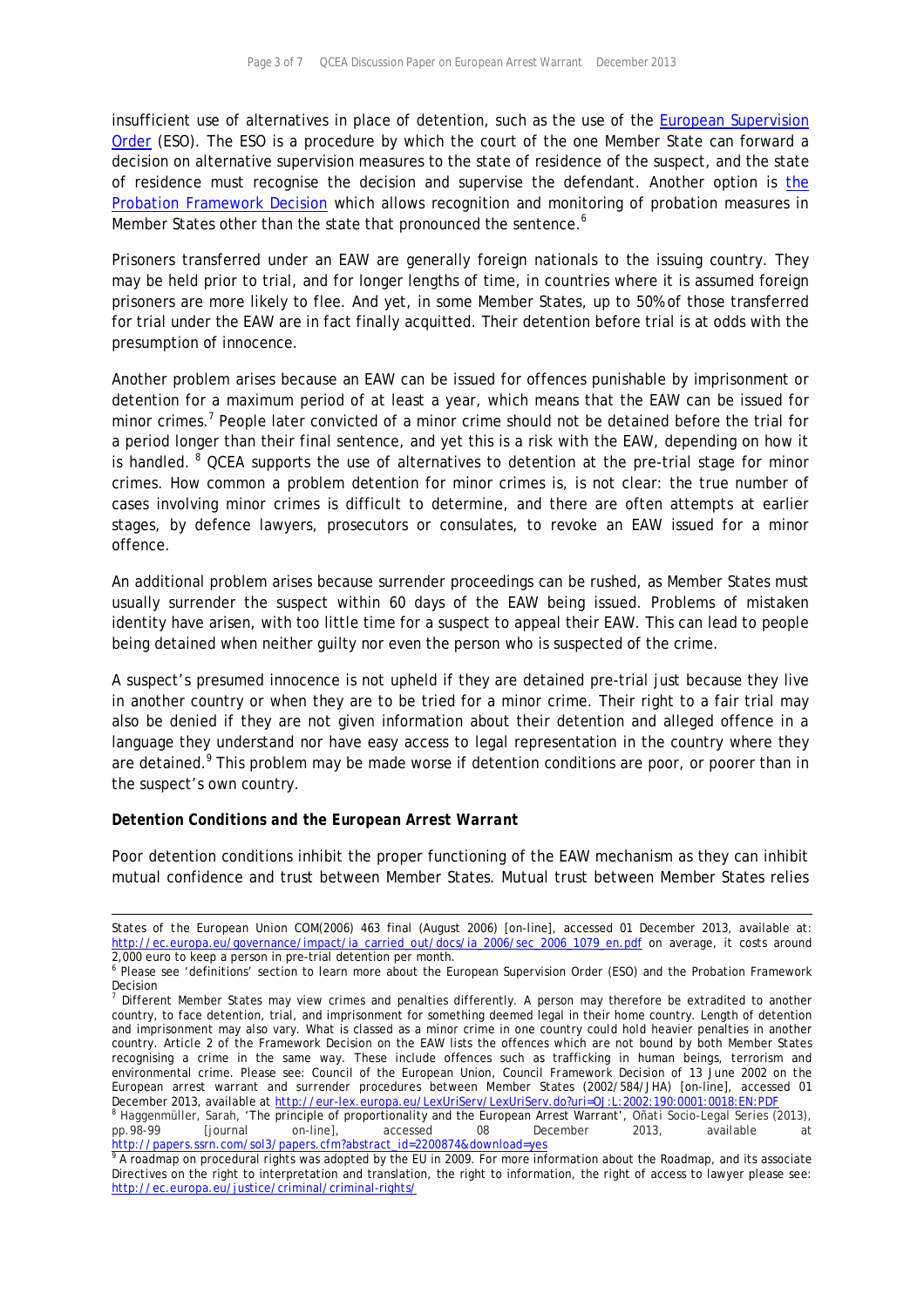insufficient use of alternatives in place of detention, such as the use of the [European Supervision Order](#) (ESO). The ESO is a procedure by which the court of the one Member State can forward a decision on alternative supervision measures to the state of residence of the suspect, and the state of residence must recognise the decision and supervise the defendant. Another option is [the Probation Framework Decision](#) which allows recognition and monitoring of probation measures in Member States other than the state that pronounced the sentence.[6]

Prisoners transferred under an EAW are generally foreign nationals to the issuing country. They may be held prior to trial, and for longer lengths of time, in countries where it is assumed foreign prisoners are more likely to flee. And yet, in some Member States, up to 50% of those transferred for trial under the EAW are in fact finally acquitted. Their detention before trial is at odds with the presumption of innocence.

Another problem arises because an EAW can be issued for offences punishable by imprisonment or detention for a maximum period of at least a year, which means that the EAW can be issued for minor crimes.[7] People later convicted of a minor crime should not be detained before the trial for a period longer than their final sentence, and yet this is a risk with the EAW, depending on how it is handled.[8] QCEA supports the use of alternatives to detention at the pre-trial stage for minor crimes. How common a problem detention for minor crimes is, is not clear: the true number of cases involving minor crimes is difficult to determine, and there are often attempts at earlier stages, by defence lawyers, prosecutors or consulates, to revoke an EAW issued for a minor offence.

An additional problem arises because surrender proceedings can be rushed, as Member States must usually surrender the suspect within 60 days of the EAW being issued. Problems of mistaken identity have arisen, with too little time for a suspect to appeal their EAW. This can lead to people being detained when neither guilty nor even the person who is suspected of the crime.

A suspect's presumed innocence is not upheld if they are detained pre-trial just because they live in another country or when they are to be tried for a minor crime. Their right to a fair trial may also be denied if they are not given information about their detention and alleged offence in a language they understand nor have easy access to legal representation in the country where they are detained.[9] This problem may be made worse if detention conditions are poor, or poorer than in the suspect's own country.

***Detention Conditions and the European Arrest Warrant***

Poor detention conditions inhibit the proper functioning of the EAW mechanism as they can inhibit mutual confidence and trust between Member States. Mutual trust between Member States relies

---

States of the European Union COM(2006) 463 final (August 2006) [on-line], accessed 01 December 2013, available at: http://ec.europa.eu/governance/impact/ia_carried_out/docs/ia_2006/sec_2006_1079_en.pdf on average, it costs around 2,000 euro to keep a person in pre-trial detention per month.

[6] Please see 'definitions' section to learn more about the European Supervision Order (ESO) and the Probation Framework Decision

[7] Different Member States may view crimes and penalties differently. A person may therefore be extradited to another country, to face detention, trial, and imprisonment for something deemed legal in their home country. Length of detention and imprisonment may also vary. What is classed as a minor crime in one country could hold heavier penalties in another country. Article 2 of the Framework Decision on the EAW lists the offences which are not bound by both Member States recognising a crime in the same way. These include offences such as trafficking in human beings, terrorism and environmental crime. Please see: Council of the European Union, Council Framework Decision of 13 June 2002 on the European arrest warrant and surrender procedures between Member States (2002/584/JHA) [on-line], accessed 01 December 2013, available at http://eur-lex.europa.eu/LexUriServ/LexUriServ.do?uri=OJ:L:2002:190:0001:0018:EN:PDF

[8] Haggenmüller, Sarah, 'The principle of proportionality and the European Arrest Warrant', Oñati Socio-Legal Series (2013), pp.98-99 [journal on-line], accessed 08 December 2013, available at http://papers.ssrn.com/sol3/papers.cfm?abstract_id=2200874&download=yes

[9] A roadmap on procedural rights was adopted by the EU in 2009. For more information about the Roadmap, and its associate Directives on the right to interpretation and translation, the right to information, the right of access to lawyer please see: http://ec.europa.eu/justice/criminal/criminal-rights/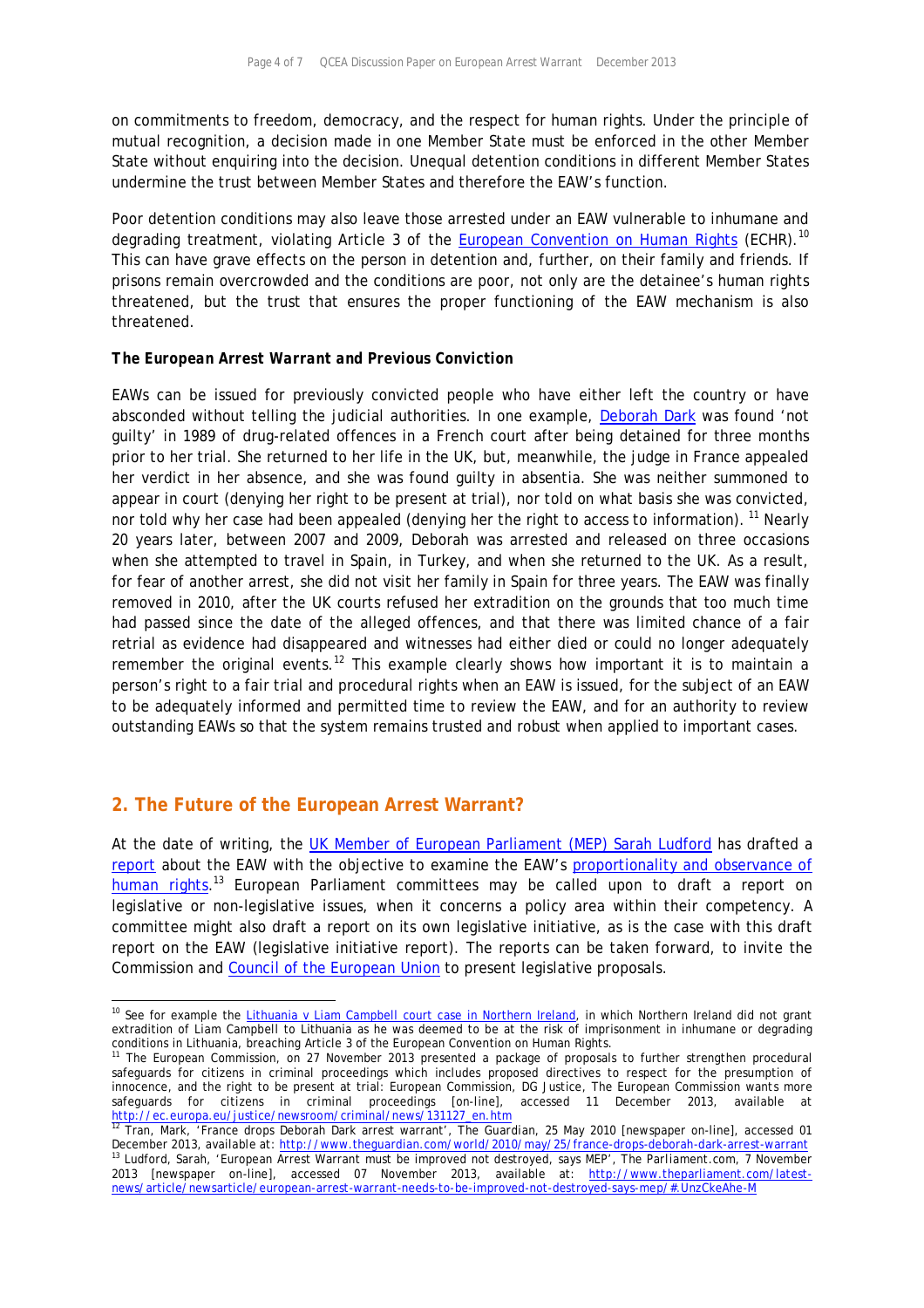on commitments to freedom, democracy, and the respect for human rights. Under the principle of mutual recognition, a decision made in one Member State must be enforced in the other Member State without enquiring into the decision. Unequal detention conditions in different Member States undermine the trust between Member States and therefore the EAW's function.

Poor detention conditions may also leave those arrested under an EAW vulnerable to inhumane and degrading treatment, violating Article 3 of the European Convention on Human Rights (ECHR).[10] This can have grave effects on the person in detention and, further, on their family and friends. If prisons remain overcrowded and the conditions are poor, not only are the detainee's human rights threatened, but the trust that ensures the proper functioning of the EAW mechanism is also threatened.

***The European Arrest Warrant and Previous Conviction***

EAWs can be issued for previously convicted people who have either left the country or have absconded without telling the judicial authorities. In one example, Deborah Dark was found 'not guilty' in 1989 of drug-related offences in a French court after being detained for three months prior to her trial. She returned to her life in the UK, but, meanwhile, the judge in France appealed her verdict in her absence, and she was found guilty in absentia. She was neither summoned to appear in court (denying her right to be present at trial), nor told on what basis she was convicted, nor told why her case had been appealed (denying her the right to access to information). [11] Nearly 20 years later, between 2007 and 2009, Deborah was arrested and released on three occasions when she attempted to travel in Spain, in Turkey, and when she returned to the UK. As a result, for fear of another arrest, she did not visit her family in Spain for three years. The EAW was finally removed in 2010, after the UK courts refused her extradition on the grounds that too much time had passed since the date of the alleged offences, and that there was limited chance of a fair retrial as evidence had disappeared and witnesses had either died or could no longer adequately remember the original events.[12] This example clearly shows how important it is to maintain a person's right to a fair trial and procedural rights when an EAW is issued, for the subject of an EAW to be adequately informed and permitted time to review the EAW, and for an authority to review outstanding EAWs so that the system remains trusted and robust when applied to important cases.

## 2. The Future of the European Arrest Warrant?

At the date of writing, the UK Member of European Parliament (MEP) Sarah Ludford has drafted a report about the EAW with the objective to examine the EAW's proportionality and observance of human rights.[13] European Parliament committees may be called upon to draft a report on legislative or non-legislative issues, when it concerns a policy area within their competency. A committee might also draft a report on its own legislative initiative, as is the case with this draft report on the EAW (legislative initiative report). The reports can be taken forward, to invite the Commission and Council of the European Union to present legislative proposals.

---

[10] See for example the Lithuania v Liam Campbell court case in Northern Ireland, in which Northern Ireland did not grant extradition of Liam Campbell to Lithuania as he was deemed to be at the risk of imprisonment in inhumane or degrading conditions in Lithuania, breaching Article 3 of the European Convention on Human Rights.

[11] The European Commission, on 27 November 2013 presented a package of proposals to further strengthen procedural safeguards for citizens in criminal proceedings which includes proposed directives to respect for the presumption of innocence, and the right to be present at trial: European Commission, DG Justice, The European Commission wants more safeguards for citizens in criminal proceedings [on-line], accessed 11 December 2013, available at http://ec.europa.eu/justice/newsroom/criminal/news/131127_en.htm

[12] Tran, Mark, 'France drops Deborah Dark arrest warrant', The Guardian, 25 May 2010 [newspaper on-line], accessed 01 December 2013, available at: http://www.theguardian.com/world/2010/may/25/france-drops-deborah-dark-arrest-warrant

[13] Ludford, Sarah, 'European Arrest Warrant must be improved not destroyed, says MEP', The Parliament.com, 7 November 2013 [newspaper on-line], accessed 07 November 2013, available at: http://www.theparliament.com/latest-news/article/newsarticle/european-arrest-warrant-needs-to-be-improved-not-destroyed-says-mep/#.UnzCkeAhe-M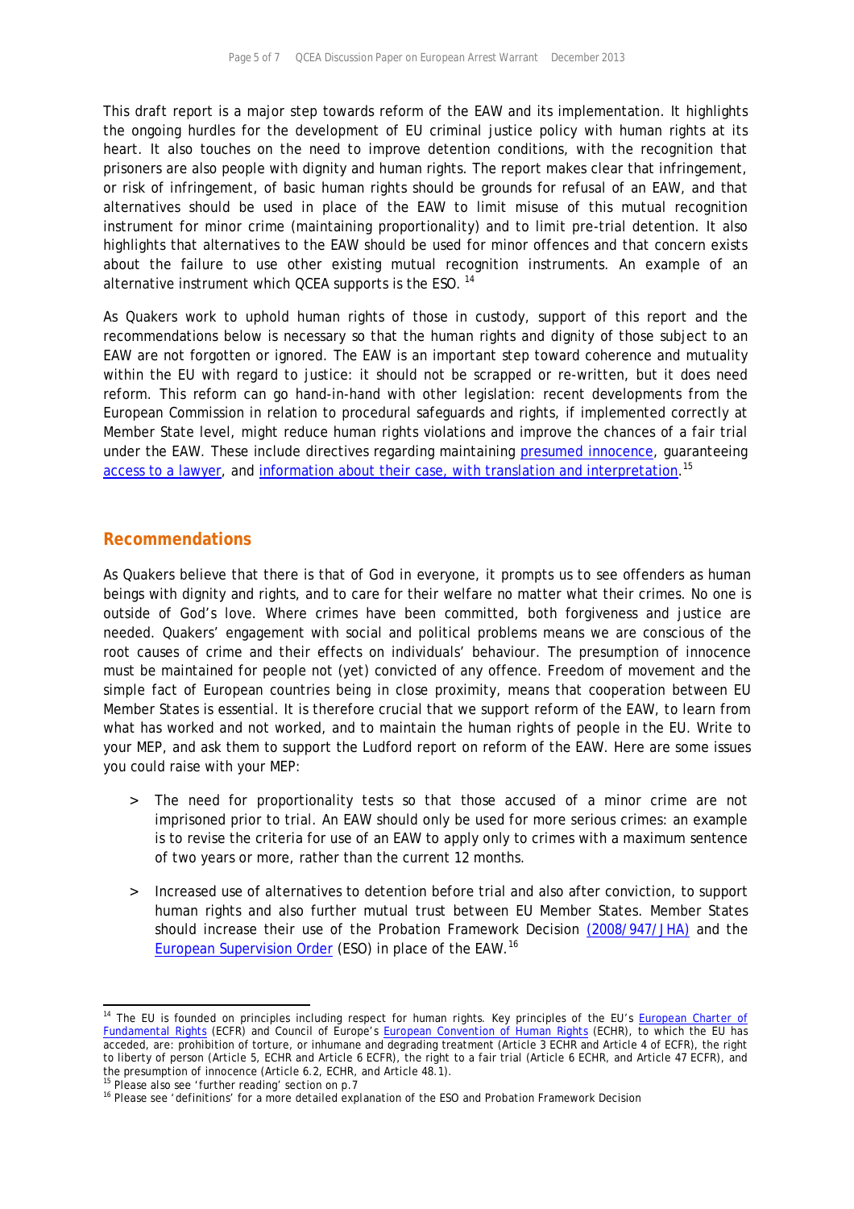This draft report is a major step towards reform of the EAW and its implementation. It highlights the ongoing hurdles for the development of EU criminal justice policy with human rights at its heart. It also touches on the need to improve detention conditions, with the recognition that prisoners are also people with dignity and human rights. The report makes clear that infringement, or risk of infringement, of basic human rights should be grounds for refusal of an EAW, and that alternatives should be used in place of the EAW to limit misuse of this mutual recognition instrument for minor crime (maintaining proportionality) and to limit pre-trial detention. It also highlights that alternatives to the EAW should be used for minor offences and that concern exists about the failure to use other existing mutual recognition instruments. An example of an alternative instrument which QCEA supports is the ESO. [14]

As Quakers work to uphold human rights of those in custody, support of this report and the recommendations below is necessary so that the human rights and dignity of those subject to an EAW are not forgotten or ignored. The EAW is an important step toward coherence and mutuality within the EU with regard to justice: it should not be scrapped or re-written, but it does need reform. This reform can go hand-in-hand with other legislation: recent developments from the European Commission in relation to procedural safeguards and rights, if implemented correctly at Member State level, might reduce human rights violations and improve the chances of a fair trial under the EAW. These include directives regarding maintaining presumed innocence, guaranteeing access to a lawyer, and information about their case, with translation and interpretation.[15]

## Recommendations

As Quakers believe that there is that of God in everyone, it prompts us to see offenders as human beings with dignity and rights, and to care for their welfare no matter what their crimes. No one is outside of God's love. Where crimes have been committed, both forgiveness and justice are needed. Quakers' engagement with social and political problems means we are conscious of the root causes of crime and their effects on individuals' behaviour. The presumption of innocence must be maintained for people not (yet) convicted of any offence. Freedom of movement and the simple fact of European countries being in close proximity, means that cooperation between EU Member States is essential. It is therefore crucial that we support reform of the EAW, to learn from what has worked and not worked, and to maintain the human rights of people in the EU. Write to your MEP, and ask them to support the Ludford report on reform of the EAW. Here are some issues you could raise with your MEP:

- The need for proportionality tests so that those accused of a minor crime are not imprisoned prior to trial. An EAW should only be used for more serious crimes: an example is to revise the criteria for use of an EAW to apply only to crimes with a maximum sentence of two years or more, rather than the current 12 months.
- Increased use of alternatives to detention before trial and also after conviction, to support human rights and also further mutual trust between EU Member States. Member States should increase their use of the Probation Framework Decision (2008/947/JHA) and the European Supervision Order (ESO) in place of the EAW.[16]

---

[14] The EU is founded on principles including respect for human rights. Key principles of the EU's European Charter of Fundamental Rights (ECFR) and Council of Europe's European Convention of Human Rights (ECHR), to which the EU has acceded, are: prohibition of torture, or inhumane and degrading treatment (Article 3 ECHR and Article 4 of ECFR), the right to liberty of person (Article 5, ECHR and Article 6 ECFR), the right to a fair trial (Article 6 ECHR, and Article 47 ECFR), and the presumption of innocence (Article 6.2, ECHR, and Article 48.1).

[15] Please also see 'further reading' section on p.7

[16] Please see 'definitions' for a more detailed explanation of the ESO and Probation Framework Decision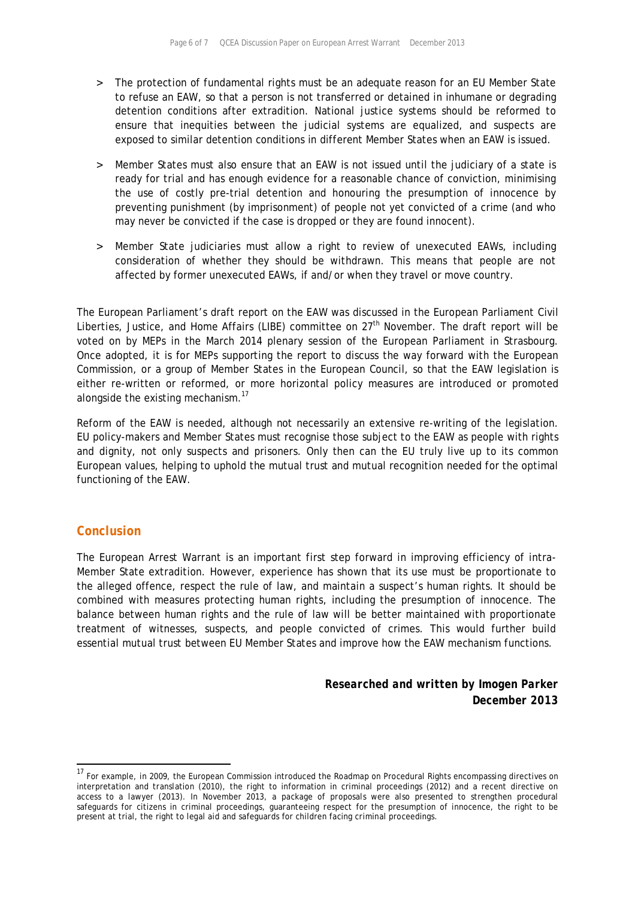> The protection of fundamental rights must be an adequate reason for an EU Member State to refuse an EAW, so that a person is not transferred or detained in inhumane or degrading detention conditions after extradition. National justice systems should be reformed to ensure that inequities between the judicial systems are equalized, and suspects are exposed to similar detention conditions in different Member States when an EAW is issued.

> Member States must also ensure that an EAW is not issued until the judiciary of a state is ready for trial and has enough evidence for a reasonable chance of conviction, minimising the use of costly pre-trial detention and honouring the presumption of innocence by preventing punishment (by imprisonment) of people not yet convicted of a crime (and who may never be convicted if the case is dropped or they are found innocent).

> Member State judiciaries must allow a right to review of unexecuted EAWs, including consideration of whether they should be withdrawn. This means that people are not affected by former unexecuted EAWs, if and/or when they travel or move country.

The European Parliament's draft report on the EAW was discussed in the European Parliament Civil Liberties, Justice, and Home Affairs (LIBE) committee on 27th November. The draft report will be voted on by MEPs in the March 2014 plenary session of the European Parliament in Strasbourg. Once adopted, it is for MEPs supporting the report to discuss the way forward with the European Commission, or a group of Member States in the European Council, so that the EAW legislation is either re-written or reformed, or more horizontal policy measures are introduced or promoted alongside the existing mechanism.[17]

Reform of the EAW is needed, although not necessarily an extensive re-writing of the legislation. EU policy-makers and Member States must recognise those subject to the EAW as people with rights and dignity, not only suspects and prisoners. Only then can the EU truly live up to its common European values, helping to uphold the mutual trust and mutual recognition needed for the optimal functioning of the EAW.

## Conclusion

The European Arrest Warrant is an important first step forward in improving efficiency of intra-Member State extradition. However, experience has shown that its use must be proportionate to the alleged offence, respect the rule of law, and maintain a suspect's human rights. It should be combined with measures protecting human rights, including the presumption of innocence. The balance between human rights and the rule of law will be better maintained with proportionate treatment of witnesses, suspects, and people convicted of crimes. This would further build essential mutual trust between EU Member States and improve how the EAW mechanism functions.

***Researched and written by Imogen Parker***
**December 2013**

---

[17] For example, in 2009, the European Commission introduced the Roadmap on Procedural Rights encompassing directives on interpretation and translation (2010), the right to information in criminal proceedings (2012) and a recent directive on access to a lawyer (2013). In November 2013, a package of proposals were also presented to strengthen procedural safeguards for citizens in criminal proceedings, guaranteeing respect for the presumption of innocence, the right to be present at trial, the right to legal aid and safeguards for children facing criminal proceedings.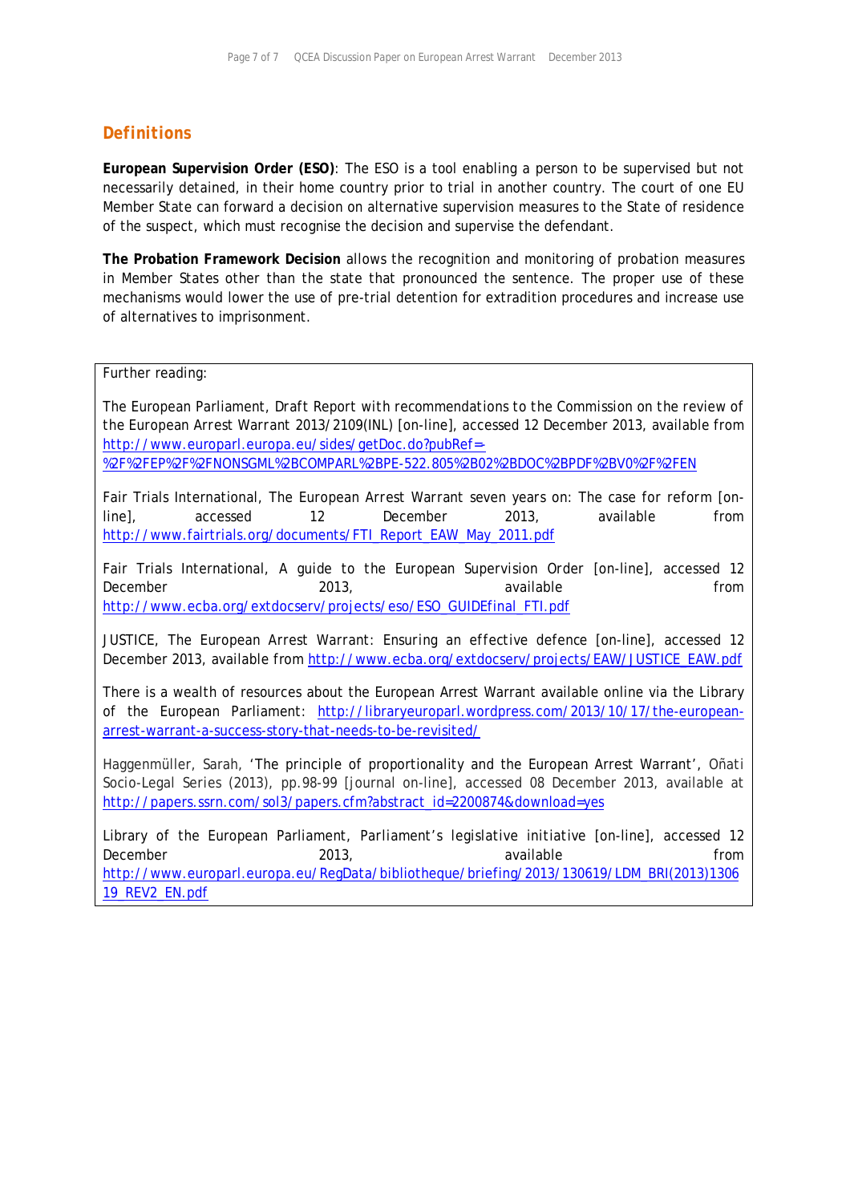## Definitions

**European Supervision Order (ESO)**: The ESO is a tool enabling a person to be supervised but not necessarily detained, in their home country prior to trial in another country. The court of one EU Member State can forward a decision on alternative supervision measures to the State of residence of the suspect, which must recognise the decision and supervise the defendant.

**The Probation Framework Decision** allows the recognition and monitoring of probation measures in Member States other than the state that pronounced the sentence. The proper use of these mechanisms would lower the use of pre-trial detention for extradition procedures and increase use of alternatives to imprisonment.

Further reading:

The European Parliament, Draft Report with recommendations to the Commission on the review of the European Arrest Warrant 2013/2109(INL) [on-line], accessed 12 December 2013, available from http://www.europarl.europa.eu/sides/getDoc.do?pubRef=-%2F%2FEP%2F%2FNONSGML%2BCOMPARL%2BPE-522.805%2B02%2BDOC%2BPDF%2BV0%2F%2FEN

Fair Trials International, The European Arrest Warrant seven years on: The case for reform [on-line], accessed 12 December 2013, available from http://www.fairtrials.org/documents/FTI_Report_EAW_May_2011.pdf

Fair Trials International, A guide to the European Supervision Order [on-line], accessed 12 December 2013, available from http://www.ecba.org/extdocserv/projects/eso/ESO_GUIDEfinal_FTI.pdf

JUSTICE, The European Arrest Warrant: Ensuring an effective defence [on-line], accessed 12 December 2013, available from http://www.ecba.org/extdocserv/projects/EAW/JUSTICE_EAW.pdf

There is a wealth of resources about the European Arrest Warrant available online via the Library of the European Parliament: http://libraryeuroparl.wordpress.com/2013/10/17/the-european-arrest-warrant-a-success-story-that-needs-to-be-revisited/

Haggenmüller, Sarah, 'The principle of proportionality and the European Arrest Warrant', Oñati Socio-Legal Series (2013), pp.98-99 [journal on-line], accessed 08 December 2013, available at http://papers.ssrn.com/sol3/papers.cfm?abstract_id=2200874&download=yes

Library of the European Parliament, Parliament's legislative initiative [on-line], accessed 12 December 2013, available from http://www.europarl.europa.eu/RegData/bibliotheque/briefing/2013/130619/LDM_BRI(2013)130619_REV2_EN.pdf